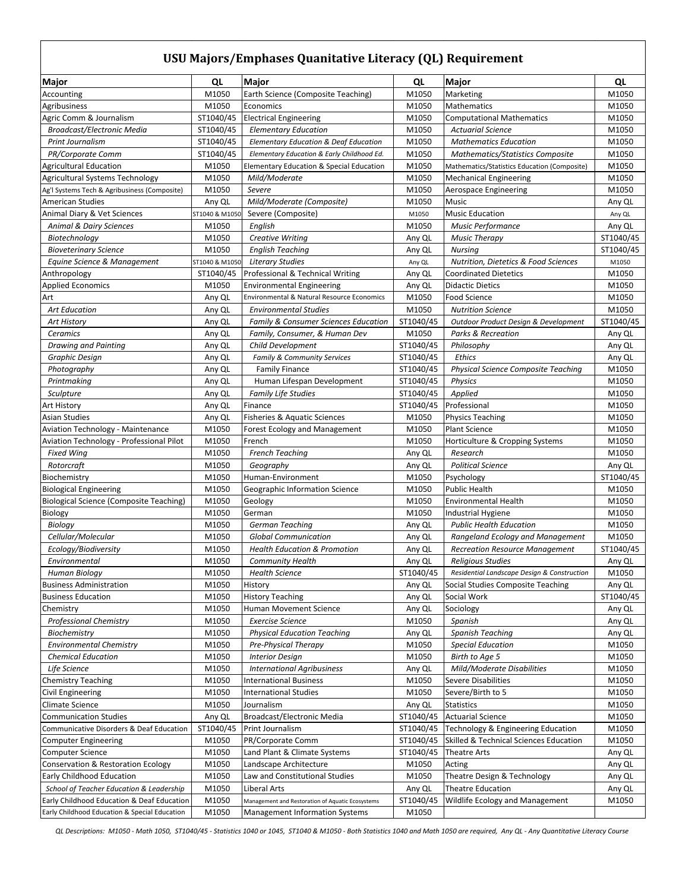# USU Majors/Emphases Quanitative Literacy (QL) Requirement

| Major | QL | Major | QL | Major | QL |
|---|---|---|---|---|---|
| Accounting | M1050 | Earth Science (Composite Teaching) | M1050 | Marketing | M1050 |
| Agribusiness | M1050 | Economics | M1050 | Mathematics | M1050 |
| Agric Comm & Journalism | ST1040/45 | Electrical Engineering | M1050 | Computational Mathematics | M1050 |
| *Broadcast/Electronic Media* | ST1040/45 | *Elementary Education* | M1050 | *Actuarial Science* | M1050 |
| *Print Journalism* | ST1040/45 | *Elementary Education & Deaf Education* | M1050 | *Mathematics Education* | M1050 |
| *PR/Corporate Comm* | ST1040/45 | *Elementary Education & Early Childhood Ed.* | M1050 | *Mathematics/Statistics Composite* | M1050 |
| Agricultural Education | M1050 | Elementary Education & Special Education | M1050 | Mathematics/Statistics Education (Composite) | M1050 |
| Agricultural Systems Technology | M1050 | *Mild/Moderate* | M1050 | Mechanical Engineering | M1050 |
| Ag'l Systems Tech & Agribusiness (Composite) | M1050 | *Severe* | M1050 | Aerospace Engineering | M1050 |
| American Studies | Any QL | *Mild/Moderate (Composite)* | M1050 | Music | Any QL |
| Animal Diary & Vet Sciences | ST1040 & M1050 | Severe (Composite) | M1050 | Music Education | Any QL |
| *Animal & Dairy Sciences* | M1050 | *English* | M1050 | *Music Performance* | Any QL |
| *Biotechnology* | M1050 | *Creative Writing* | Any QL | *Music Therapy* | ST1040/45 |
| *Bioveterinary Science* | M1050 | *English Teaching* | Any QL | *Nursing* | ST1040/45 |
| *Equine Science & Management* | ST1040 & M1050 | *Literary Studies* | Any QL | *Nutrition, Dietetics & Food Sciences* | M1050 |
| Anthropology | ST1040/45 | Professional & Technical Writing | Any QL | Coordinated Dietetics | M1050 |
| Applied Economics | M1050 | Environmental Engineering | Any QL | Didactic Dietics | M1050 |
| Art | Any QL | Environmental & Natural Resource Economics | M1050 | Food Science | M1050 |
| *Art Education* | Any QL | *Environmental Studies* | M1050 | *Nutrition Science* | M1050 |
| *Art History* | Any QL | *Family & Consumer Sciences Education* | ST1040/45 | *Outdoor Product Design & Development* | ST1040/45 |
| *Ceramics* | Any QL | *Family, Consumer, & Human Dev* | M1050 | *Parks & Recreation* | Any QL |
| *Drawing and Painting* | Any QL | *Child Development* | ST1040/45 | *Philosophy* | Any QL |
| *Graphic Design* | Any QL | *Family & Community Services* | ST1040/45 | *Ethics* | Any QL |
| *Photography* | Any QL | Family Finance | ST1040/45 | *Physical Science Composite Teaching* | M1050 |
| *Printmaking* | Any QL | Human Lifespan Development | ST1040/45 | *Physics* | M1050 |
| *Sculpture* | Any QL | *Family Life Studies* | ST1040/45 | *Applied* | M1050 |
| Art History | Any QL | Finance | ST1040/45 | Professional | M1050 |
| Asian Studies | Any QL | Fisheries & Aquatic Sciences | M1050 | Physics Teaching | M1050 |
| Aviation Technology - Maintenance | M1050 | Forest Ecology and Management | M1050 | Plant Science | M1050 |
| Aviation Technology - Professional Pilot | M1050 | French | M1050 | Horticulture & Cropping Systems | M1050 |
| *Fixed Wing* | M1050 | *French Teaching* | Any QL | *Research* | M1050 |
| *Rotorcraft* | M1050 | *Geography* | Any QL | *Political Science* | Any QL |
| Biochemistry | M1050 | Human-Environment | M1050 | Psychology | ST1040/45 |
| Biological Engineering | M1050 | Geographic Information Science | M1050 | Public Health | M1050 |
| Biological Science (Composite Teaching) | M1050 | Geology | M1050 | Environmental Health | M1050 |
| Biology | M1050 | German | M1050 | Industrial Hygiene | M1050 |
| *Biology* | M1050 | *German Teaching* | Any QL | *Public Health Education* | M1050 |
| *Cellular/Molecular* | M1050 | *Global Communication* | Any QL | *Rangeland Ecology and Management* | M1050 |
| *Ecology/Biodiversity* | M1050 | *Health Education & Promotion* | Any QL | *Recreation Resource Management* | ST1040/45 |
| *Environmental* | M1050 | *Community Health* | Any QL | *Religious Studies* | Any QL |
| *Human Biology* | M1050 | *Health Science* | ST1040/45 | *Residential Landscape Design & Construction* | M1050 |
| Business Administration | M1050 | History | Any QL | Social Studies Composite Teaching | Any QL |
| Business Education | M1050 | History Teaching | Any QL | Social Work | ST1040/45 |
| Chemistry | M1050 | Human Movement Science | Any QL | Sociology | Any QL |
| *Professional Chemistry* | M1050 | *Exercise Science* | M1050 | *Spanish* | Any QL |
| *Biochemistry* | M1050 | *Physical Education Teaching* | Any QL | *Spanish Teaching* | Any QL |
| *Environmental Chemistry* | M1050 | *Pre-Physical Therapy* | M1050 | *Special Education* | M1050 |
| *Chemical Education* | M1050 | *Interior Design* | M1050 | *Birth to Age 5* | M1050 |
| *Life Science* | M1050 | *International Agribusiness* | Any QL | *Mild/Moderate Disabilities* | M1050 |
| Chemistry Teaching | M1050 | International Business | M1050 | Severe Disabilities | M1050 |
| Civil Engineering | M1050 | International Studies | M1050 | Severe/Birth to 5 | M1050 |
| Climate Science | M1050 | Journalism | Any QL | Statistics | M1050 |
| Communication Studies | Any QL | Broadcast/Electronic Media | ST1040/45 | Actuarial Science | M1050 |
| Communicative Disorders & Deaf Education | ST1040/45 | Print Journalism | ST1040/45 | Technology & Engineering Education | M1050 |
| Computer Engineering | M1050 | PR/Corporate Comm | ST1040/45 | Skilled & Technical Sciences Education | M1050 |
| Computer Science | M1050 | Land Plant & Climate Systems | ST1040/45 | Theatre Arts | Any QL |
| Conservation & Restoration Ecology | M1050 | Landscape Architecture | M1050 | Acting | Any QL |
| Early Childhood Education | M1050 | Law and Constitutional Studies | M1050 | Theatre Design & Technology | Any QL |
| *School of Teacher Education & Leadership* | M1050 | Liberal Arts | Any QL | Theatre Education | Any QL |
| Early Childhood Education & Deaf Education | M1050 | Management and Restoration of Aquatic Ecosystems | ST1040/45 | Wildlife Ecology and Management | M1050 |
| Early Childhood Education & Special Education | M1050 | Management Information Systems | M1050 | | |

*QL Descriptions: M1050 - Math 1050, ST1040/45 - Statistics 1040 or 1045, ST1040 & M1050 - Both Statistics 1040 and Math 1050 are required, Any QL - Any Quantitative Literacy Course*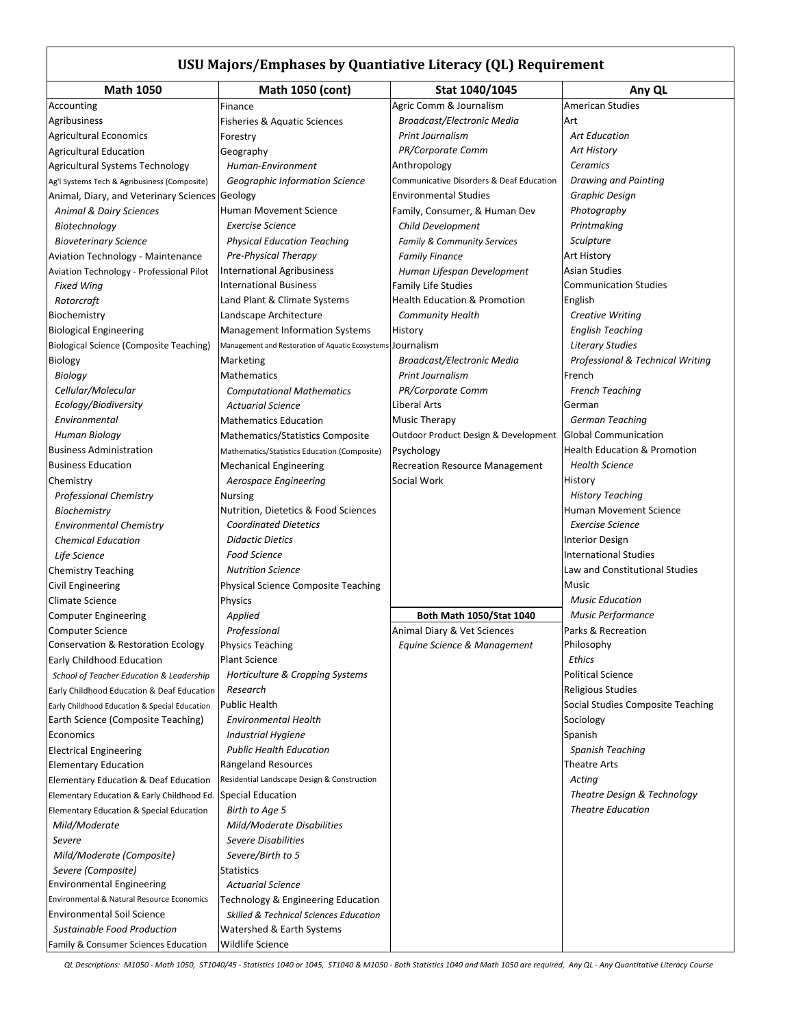# USU Majors/Emphases by Quantiative Literacy (QL) Requirement

| Math 1050 | Math 1050 (cont) | Stat 1040/1045 | Any QL |
|---|---|---|---|
| Accounting | Finance | Agric Comm & Journalism | American Studies |
| Agribusiness | Fisheries & Aquatic Sciences | *Broadcast/Electronic Media* | Art |
| Agricultural Economics | Forestry | *Print Journalism* | *Art Education* |
| Agricultural Education | Geography | *PR/Corporate Comm* | *Art History* |
| Agricultural Systems Technology | *Human-Environment* | Anthropology | *Ceramics* |
| Ag'l Systems Tech & Agribusiness (Composite) | *Geographic Information Science* | Communicative Disorders & Deaf Education | *Drawing and Painting* |
| Animal, Diary, and Veterinary Sciences | Geology | Environmental Studies | *Graphic Design* |
| *Animal & Dairy Sciences* | Human Movement Science | Family, Consumer, & Human Dev | *Photography* |
| *Biotechnology* | *Exercise Science* | *Child Development* | *Printmaking* |
| *Bioveterinary Science* | *Physical Education Teaching* | *Family & Community Services* | *Sculpture* |
| Aviation Technology - Maintenance | *Pre-Physical Therapy* | *Family Finance* | Art History |
| Aviation Technology - Professional Pilot | International Agribusiness | *Human Lifespan Development* | Asian Studies |
| *Fixed Wing* | International Business | Family Life Studies | Communication Studies |
| *Rotorcraft* | Land Plant & Climate Systems | Health Education & Promotion | English |
| Biochemistry | Landscape Architecture | *Community Health* | *Creative Writing* |
| Biological Engineering | Management Information Systems | History | *English Teaching* |
| Biological Science (Composite Teaching) | Management and Restoration of Aquatic Ecosystems | Journalism | *Literary Studies* |
| Biology | Marketing | *Broadcast/Electronic Media* | *Professional & Technical Writing* |
| *Biology* | Mathematics | *Print Journalism* | French |
| *Cellular/Molecular* | *Computational Mathematics* | *PR/Corporate Comm* | *French Teaching* |
| *Ecology/Biodiversity* | *Actuarial Science* | Liberal Arts | German |
| *Environmental* | Mathematics Education | Music Therapy | *German Teaching* |
| *Human Biology* | Mathematics/Statistics Composite | Outdoor Product Design & Development | Global Communication |
| Business Administration | Mathematics/Statistics Education (Composite) | Psychology | Health Education & Promotion |
| Business Education | Mechanical Engineering | Recreation Resource Management | *Health Science* |
| Chemistry | *Aerospace Engineering* | Social Work | History |
| *Professional Chemistry* | Nursing | | *History Teaching* |
| *Biochemistry* | Nutrition, Dietetics & Food Sciences | | Human Movement Science |
| *Environmental Chemistry* | *Coordinated Dietetics* | | *Exercise Science* |
| *Chemical Education* | *Didactic Dietics* | | Interior Design |
| *Life Science* | *Food Science* | | International Studies |
| Chemistry Teaching | *Nutrition Science* | | Law and Constitutional Studies |
| Civil Engineering | Physical Science Composite Teaching | | Music |
| Climate Science | Physics | | *Music Education* |
| Computer Engineering | *Applied* | **Both Math 1050/Stat 1040** | *Music Performance* |
| Computer Science | *Professional* | Animal Diary & Vet Sciences | Parks & Recreation |
| Conservation & Restoration Ecology | Physics Teaching | *Equine Science & Management* | Philosophy |
| Early Childhood Education | Plant Science | | *Ethics* |
| *School of Teacher Education & Leadership* | *Horticulture & Cropping Systems* | | Political Science |
| Early Childhood Education & Deaf Education | *Research* | | Religious Studies |
| Early Childhood Education & Special Education | Public Health | | Social Studies Composite Teaching |
| Earth Science (Composite Teaching) | *Environmental Health* | | Sociology |
| Economics | *Industrial Hygiene* | | Spanish |
| Electrical Engineering | *Public Health Education* | | *Spanish Teaching* |
| Elementary Education | Rangeland Resources | | Theatre Arts |
| Elementary Education & Deaf Education | Residential Landscape Design & Construction | | *Acting* |
| Elementary Education & Early Childhood Ed. | Special Education | | *Theatre Design & Technology* |
| Elementary Education & Special Education | *Birth to Age 5* | | *Theatre Education* |
| *Mild/Moderate* | *Mild/Moderate Disabilities* | | |
| *Severe* | *Severe Disabilities* | | |
| *Mild/Moderate (Composite)* | *Severe/Birth to 5* | | |
| *Severe (Composite)* | Statistics | | |
| Environmental Engineering | *Actuarial Science* | | |
| Environmental & Natural Resource Economics | Technology & Engineering Education | | |
| Environmental Soil Science | *Skilled & Technical Sciences Education* | | |
| *Sustainable Food Production* | Watershed & Earth Systems | | |
| Family & Consumer Sciences Education | Wildlife Science | | |

*QL Descriptions: M1050 - Math 1050, ST1040/45 - Statistics 1040 or 1045, ST1040 & M1050 - Both Statistics 1040 and Math 1050 are required, Any QL - Any Quantitative Literacy Course*